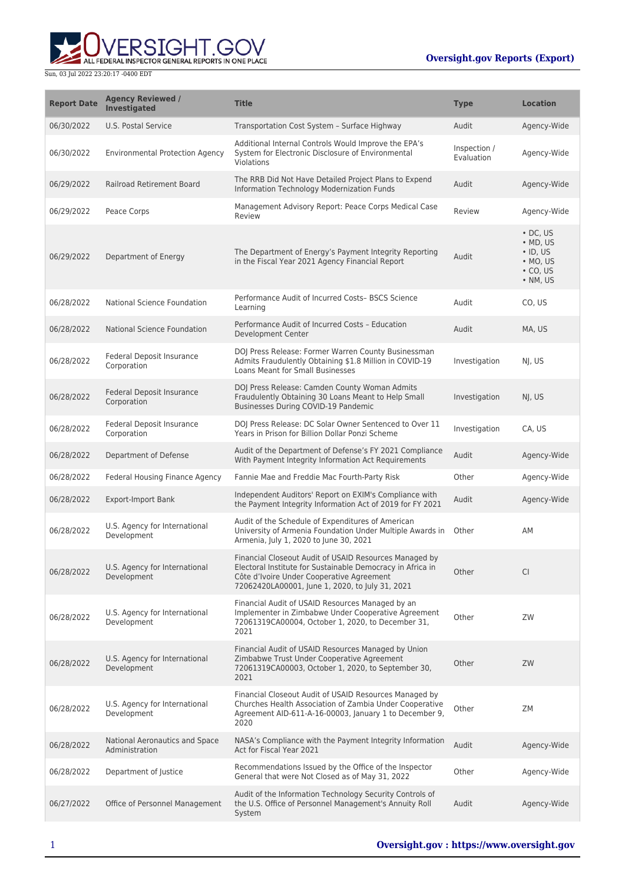Sun, 03 Jul 2022 23:20:17 -0400 EDT

**Oversight.gov Reports (Export)**

| Report Date | Agency Reviewed / Investigated | Title | Type | Location |
| --- | --- | --- | --- | --- |
| 06/30/2022 | U.S. Postal Service | Transportation Cost System – Surface Highway | Audit | Agency-Wide |
| 06/30/2022 | Environmental Protection Agency | Additional Internal Controls Would Improve the EPA's System for Electronic Disclosure of Environmental Violations | Inspection / Evaluation | Agency-Wide |
| 06/29/2022 | Railroad Retirement Board | The RRB Did Not Have Detailed Project Plans to Expend Information Technology Modernization Funds | Audit | Agency-Wide |
| 06/29/2022 | Peace Corps | Management Advisory Report: Peace Corps Medical Case Review | Review | Agency-Wide |
| 06/29/2022 | Department of Energy | The Department of Energy's Payment Integrity Reporting in the Fiscal Year 2021 Agency Financial Report | Audit | • DC, US<br>• MD, US<br>• ID, US<br>• MO, US<br>• CO, US<br>• NM, US |
| 06/28/2022 | National Science Foundation | Performance Audit of Incurred Costs– BSCS Science Learning | Audit | CO, US |
| 06/28/2022 | National Science Foundation | Performance Audit of Incurred Costs – Education Development Center | Audit | MA, US |
| 06/28/2022 | Federal Deposit Insurance Corporation | DOJ Press Release: Former Warren County Businessman Admits Fraudulently Obtaining $1.8 Million in COVID-19 Loans Meant for Small Businesses | Investigation | NJ, US |
| 06/28/2022 | Federal Deposit Insurance Corporation | DOJ Press Release: Camden County Woman Admits Fraudulently Obtaining 30 Loans Meant to Help Small Businesses During COVID-19 Pandemic | Investigation | NJ, US |
| 06/28/2022 | Federal Deposit Insurance Corporation | DOJ Press Release: DC Solar Owner Sentenced to Over 11 Years in Prison for Billion Dollar Ponzi Scheme | Investigation | CA, US |
| 06/28/2022 | Department of Defense | Audit of the Department of Defense's FY 2021 Compliance With Payment Integrity Information Act Requirements | Audit | Agency-Wide |
| 06/28/2022 | Federal Housing Finance Agency | Fannie Mae and Freddie Mac Fourth-Party Risk | Other | Agency-Wide |
| 06/28/2022 | Export-Import Bank | Independent Auditors' Report on EXIM's Compliance with the Payment Integrity Information Act of 2019 for FY 2021 | Audit | Agency-Wide |
| 06/28/2022 | U.S. Agency for International Development | Audit of the Schedule of Expenditures of American University of Armenia Foundation Under Multiple Awards in Armenia, July 1, 2020 to June 30, 2021 | Other | AM |
| 06/28/2022 | U.S. Agency for International Development | Financial Closeout Audit of USAID Resources Managed by Electoral Institute for Sustainable Democracy in Africa in Côte d'Ivoire Under Cooperative Agreement 72062420LA00001, June 1, 2020, to July 31, 2021 | Other | CI |
| 06/28/2022 | U.S. Agency for International Development | Financial Audit of USAID Resources Managed by an Implementer in Zimbabwe Under Cooperative Agreement 72061319CA00004, October 1, 2020, to December 31, 2021 | Other | ZW |
| 06/28/2022 | U.S. Agency for International Development | Financial Audit of USAID Resources Managed by Union Zimbabwe Trust Under Cooperative Agreement 72061319CA00003, October 1, 2020, to September 30, 2021 | Other | ZW |
| 06/28/2022 | U.S. Agency for International Development | Financial Closeout Audit of USAID Resources Managed by Churches Health Association of Zambia Under Cooperative Agreement AID-611-A-16-00003, January 1 to December 9, 2020 | Other | ZM |
| 06/28/2022 | National Aeronautics and Space Administration | NASA's Compliance with the Payment Integrity Information Act for Fiscal Year 2021 | Audit | Agency-Wide |
| 06/28/2022 | Department of Justice | Recommendations Issued by the Office of the Inspector General that were Not Closed as of May 31, 2022 | Other | Agency-Wide |
| 06/27/2022 | Office of Personnel Management | Audit of the Information Technology Security Controls of the U.S. Office of Personnel Management's Annuity Roll System | Audit | Agency-Wide |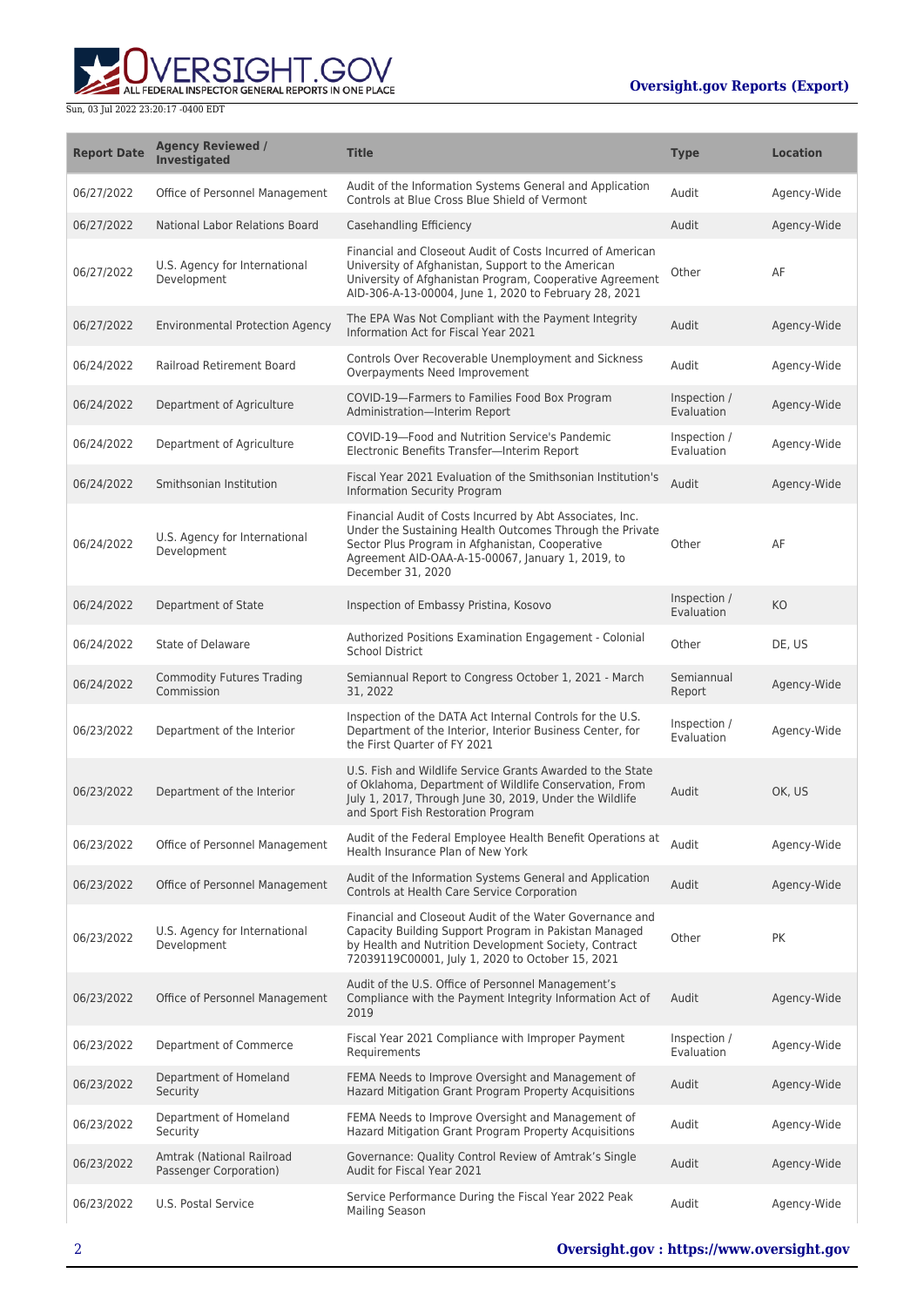| Report Date | Agency Reviewed / Investigated | Title | Type | Location |
| --- | --- | --- | --- | --- |
| 06/27/2022 | Office of Personnel Management | Audit of the Information Systems General and Application Controls at Blue Cross Blue Shield of Vermont | Audit | Agency-Wide |
| 06/27/2022 | National Labor Relations Board | Casehandling Efficiency | Audit | Agency-Wide |
| 06/27/2022 | U.S. Agency for International Development | Financial and Closeout Audit of Costs Incurred of American University of Afghanistan, Support to the American University of Afghanistan Program, Cooperative Agreement AID-306-A-13-00004, June 1, 2020 to February 28, 2021 | Other | AF |
| 06/27/2022 | Environmental Protection Agency | The EPA Was Not Compliant with the Payment Integrity Information Act for Fiscal Year 2021 | Audit | Agency-Wide |
| 06/24/2022 | Railroad Retirement Board | Controls Over Recoverable Unemployment and Sickness Overpayments Need Improvement | Audit | Agency-Wide |
| 06/24/2022 | Department of Agriculture | COVID-19—Farmers to Families Food Box Program Administration—Interim Report | Inspection / Evaluation | Agency-Wide |
| 06/24/2022 | Department of Agriculture | COVID-19—Food and Nutrition Service's Pandemic Electronic Benefits Transfer—Interim Report | Inspection / Evaluation | Agency-Wide |
| 06/24/2022 | Smithsonian Institution | Fiscal Year 2021 Evaluation of the Smithsonian Institution's Information Security Program | Audit | Agency-Wide |
| 06/24/2022 | U.S. Agency for International Development | Financial Audit of Costs Incurred by Abt Associates, Inc. Under the Sustaining Health Outcomes Through the Private Sector Plus Program in Afghanistan, Cooperative Agreement AID-OAA-A-15-00067, January 1, 2019, to December 31, 2020 | Other | AF |
| 06/24/2022 | Department of State | Inspection of Embassy Pristina, Kosovo | Inspection / Evaluation | KO |
| 06/24/2022 | State of Delaware | Authorized Positions Examination Engagement - Colonial School District | Other | DE, US |
| 06/24/2022 | Commodity Futures Trading Commission | Semiannual Report to Congress October 1, 2021 - March 31, 2022 | Semiannual Report | Agency-Wide |
| 06/23/2022 | Department of the Interior | Inspection of the DATA Act Internal Controls for the U.S. Department of the Interior, Interior Business Center, for the First Quarter of FY 2021 | Inspection / Evaluation | Agency-Wide |
| 06/23/2022 | Department of the Interior | U.S. Fish and Wildlife Service Grants Awarded to the State of Oklahoma, Department of Wildlife Conservation, From July 1, 2017, Through June 30, 2019, Under the Wildlife and Sport Fish Restoration Program | Audit | OK, US |
| 06/23/2022 | Office of Personnel Management | Audit of the Federal Employee Health Benefit Operations at Health Insurance Plan of New York | Audit | Agency-Wide |
| 06/23/2022 | Office of Personnel Management | Audit of the Information Systems General and Application Controls at Health Care Service Corporation | Audit | Agency-Wide |
| 06/23/2022 | U.S. Agency for International Development | Financial and Closeout Audit of the Water Governance and Capacity Building Support Program in Pakistan Managed by Health and Nutrition Development Society, Contract 72039119C00001, July 1, 2020 to October 15, 2021 | Other | PK |
| 06/23/2022 | Office of Personnel Management | Audit of the U.S. Office of Personnel Management's Compliance with the Payment Integrity Information Act of 2019 | Audit | Agency-Wide |
| 06/23/2022 | Department of Commerce | Fiscal Year 2021 Compliance with Improper Payment Requirements | Inspection / Evaluation | Agency-Wide |
| 06/23/2022 | Department of Homeland Security | FEMA Needs to Improve Oversight and Management of Hazard Mitigation Grant Program Property Acquisitions | Audit | Agency-Wide |
| 06/23/2022 | Department of Homeland Security | FEMA Needs to Improve Oversight and Management of Hazard Mitigation Grant Program Property Acquisitions | Audit | Agency-Wide |
| 06/23/2022 | Amtrak (National Railroad Passenger Corporation) | Governance: Quality Control Review of Amtrak's Single Audit for Fiscal Year 2021 | Audit | Agency-Wide |
| 06/23/2022 | U.S. Postal Service | Service Performance During the Fiscal Year 2022 Peak Mailing Season | Audit | Agency-Wide |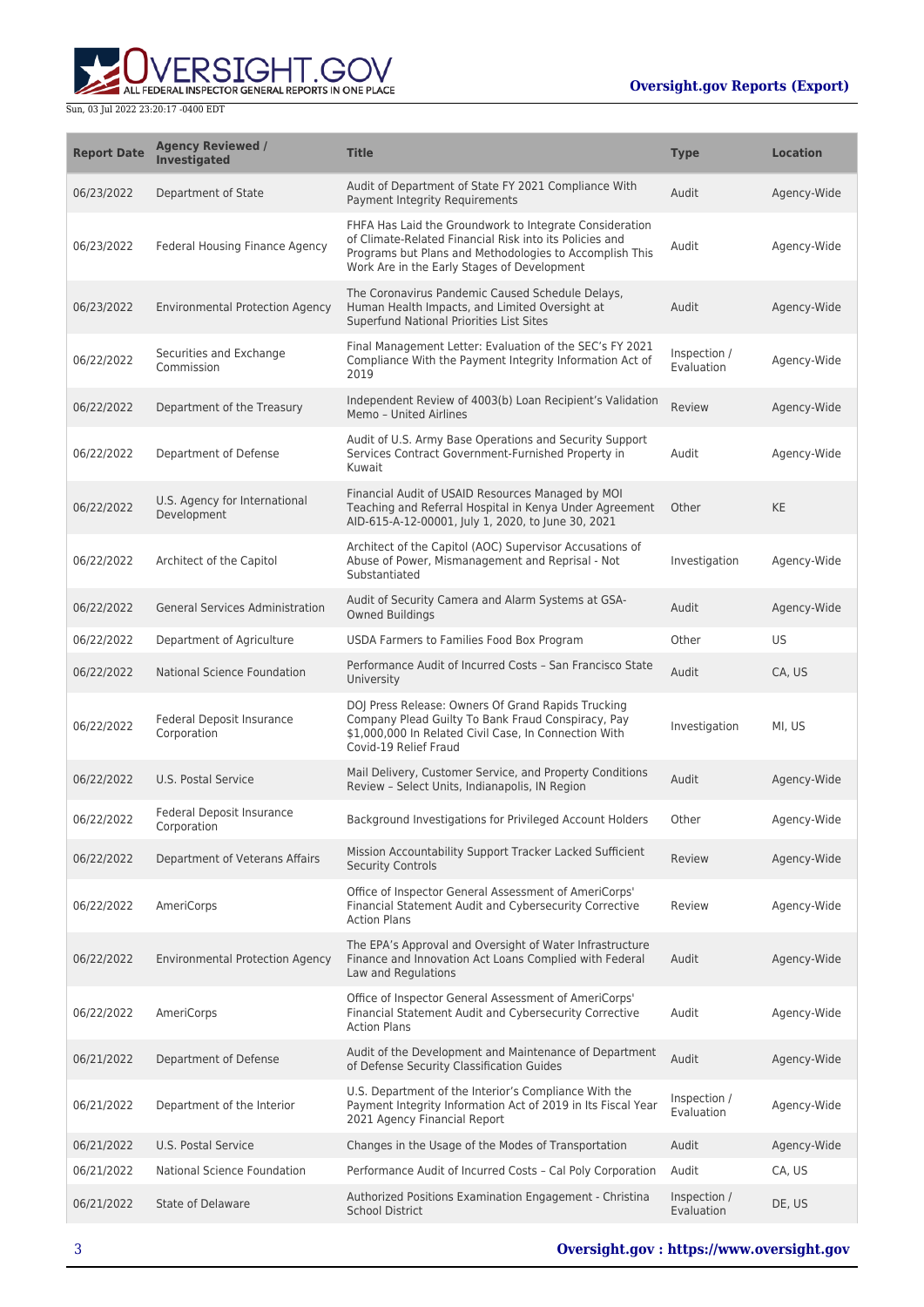| Report Date | Agency Reviewed / Investigated | Title | Type | Location |
| --- | --- | --- | --- | --- |
| 06/23/2022 | Department of State | Audit of Department of State FY 2021 Compliance With Payment Integrity Requirements | Audit | Agency-Wide |
| 06/23/2022 | Federal Housing Finance Agency | FHFA Has Laid the Groundwork to Integrate Consideration of Climate-Related Financial Risk into its Policies and Programs but Plans and Methodologies to Accomplish This Work Are in the Early Stages of Development | Audit | Agency-Wide |
| 06/23/2022 | Environmental Protection Agency | The Coronavirus Pandemic Caused Schedule Delays, Human Health Impacts, and Limited Oversight at Superfund National Priorities List Sites | Audit | Agency-Wide |
| 06/22/2022 | Securities and Exchange Commission | Final Management Letter: Evaluation of the SEC's FY 2021 Compliance With the Payment Integrity Information Act of 2019 | Inspection / Evaluation | Agency-Wide |
| 06/22/2022 | Department of the Treasury | Independent Review of 4003(b) Loan Recipient's Validation Memo – United Airlines | Review | Agency-Wide |
| 06/22/2022 | Department of Defense | Audit of U.S. Army Base Operations and Security Support Services Contract Government-Furnished Property in Kuwait | Audit | Agency-Wide |
| 06/22/2022 | U.S. Agency for International Development | Financial Audit of USAID Resources Managed by MOI Teaching and Referral Hospital in Kenya Under Agreement AID-615-A-12-00001, July 1, 2020, to June 30, 2021 | Other | KE |
| 06/22/2022 | Architect of the Capitol | Architect of the Capitol (AOC) Supervisor Accusations of Abuse of Power, Mismanagement and Reprisal - Not Substantiated | Investigation | Agency-Wide |
| 06/22/2022 | General Services Administration | Audit of Security Camera and Alarm Systems at GSA-Owned Buildings | Audit | Agency-Wide |
| 06/22/2022 | Department of Agriculture | USDA Farmers to Families Food Box Program | Other | US |
| 06/22/2022 | National Science Foundation | Performance Audit of Incurred Costs – San Francisco State University | Audit | CA, US |
| 06/22/2022 | Federal Deposit Insurance Corporation | DOJ Press Release: Owners Of Grand Rapids Trucking Company Plead Guilty To Bank Fraud Conspiracy, Pay $1,000,000 In Related Civil Case, In Connection With Covid-19 Relief Fraud | Investigation | MI, US |
| 06/22/2022 | U.S. Postal Service | Mail Delivery, Customer Service, and Property Conditions Review – Select Units, Indianapolis, IN Region | Audit | Agency-Wide |
| 06/22/2022 | Federal Deposit Insurance Corporation | Background Investigations for Privileged Account Holders | Other | Agency-Wide |
| 06/22/2022 | Department of Veterans Affairs | Mission Accountability Support Tracker Lacked Sufficient Security Controls | Review | Agency-Wide |
| 06/22/2022 | AmeriCorps | Office of Inspector General Assessment of AmeriCorps' Financial Statement Audit and Cybersecurity Corrective Action Plans | Review | Agency-Wide |
| 06/22/2022 | Environmental Protection Agency | The EPA's Approval and Oversight of Water Infrastructure Finance and Innovation Act Loans Complied with Federal Law and Regulations | Audit | Agency-Wide |
| 06/22/2022 | AmeriCorps | Office of Inspector General Assessment of AmeriCorps' Financial Statement Audit and Cybersecurity Corrective Action Plans | Audit | Agency-Wide |
| 06/21/2022 | Department of Defense | Audit of the Development and Maintenance of Department of Defense Security Classification Guides | Audit | Agency-Wide |
| 06/21/2022 | Department of the Interior | U.S. Department of the Interior's Compliance With the Payment Integrity Information Act of 2019 in Its Fiscal Year 2021 Agency Financial Report | Inspection / Evaluation | Agency-Wide |
| 06/21/2022 | U.S. Postal Service | Changes in the Usage of the Modes of Transportation | Audit | Agency-Wide |
| 06/21/2022 | National Science Foundation | Performance Audit of Incurred Costs – Cal Poly Corporation | Audit | CA, US |
| 06/21/2022 | State of Delaware | Authorized Positions Examination Engagement - Christina School District | Inspection / Evaluation | DE, US |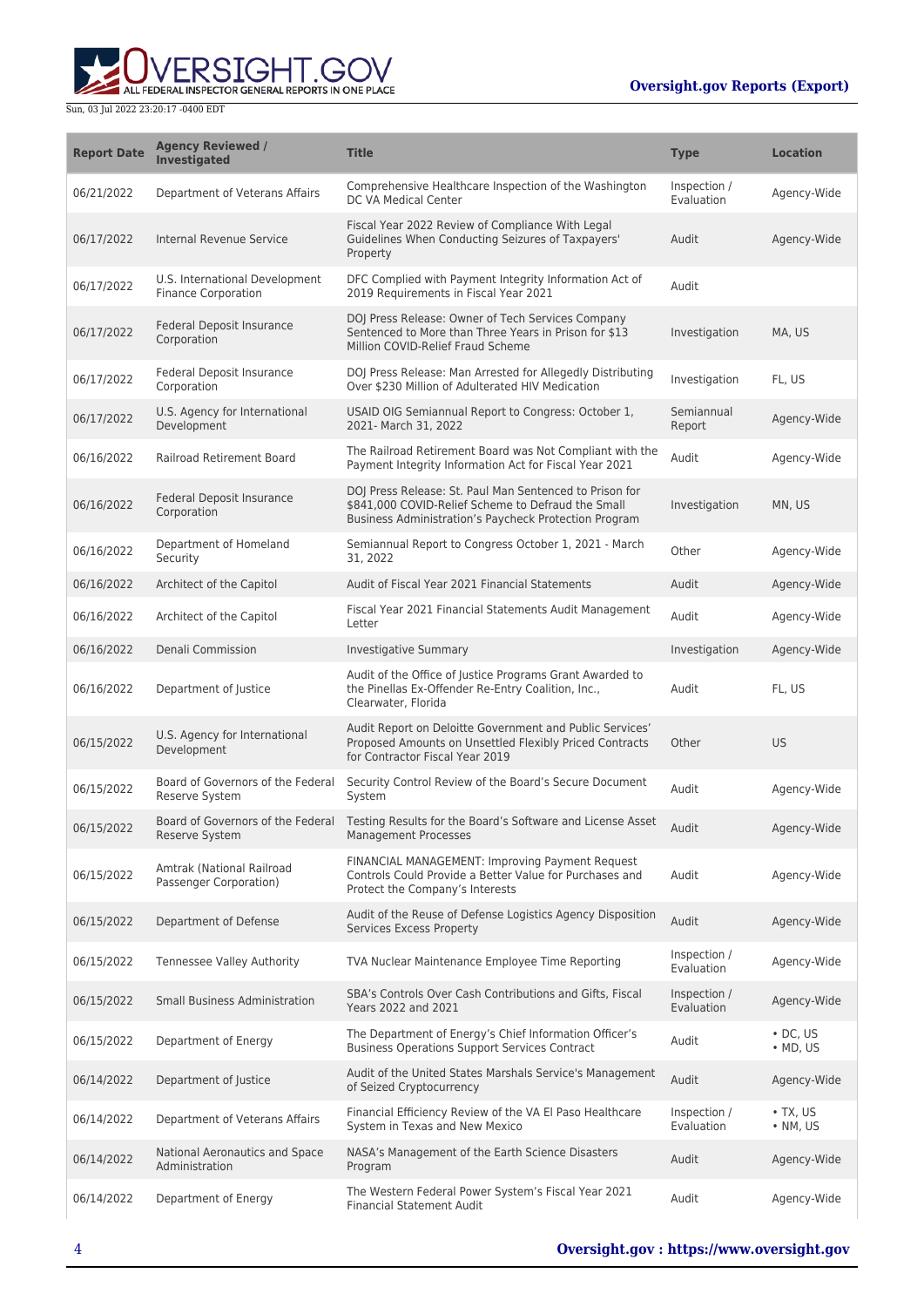| Report Date | Agency Reviewed / Investigated | Title | Type | Location |
|---|---|---|---|---|
| 06/21/2022 | Department of Veterans Affairs | Comprehensive Healthcare Inspection of the Washington DC VA Medical Center | Inspection / Evaluation | Agency-Wide |
| 06/17/2022 | Internal Revenue Service | Fiscal Year 2022 Review of Compliance With Legal Guidelines When Conducting Seizures of Taxpayers' Property | Audit | Agency-Wide |
| 06/17/2022 | U.S. International Development Finance Corporation | DFC Complied with Payment Integrity Information Act of 2019 Requirements in Fiscal Year 2021 | Audit | |
| 06/17/2022 | Federal Deposit Insurance Corporation | DOJ Press Release: Owner of Tech Services Company Sentenced to More than Three Years in Prison for $13 Million COVID-Relief Fraud Scheme | Investigation | MA, US |
| 06/17/2022 | Federal Deposit Insurance Corporation | DOJ Press Release: Man Arrested for Allegedly Distributing Over $230 Million of Adulterated HIV Medication | Investigation | FL, US |
| 06/17/2022 | U.S. Agency for International Development | USAID OIG Semiannual Report to Congress: October 1, 2021- March 31, 2022 | Semiannual Report | Agency-Wide |
| 06/16/2022 | Railroad Retirement Board | The Railroad Retirement Board was Not Compliant with the Payment Integrity Information Act for Fiscal Year 2021 | Audit | Agency-Wide |
| 06/16/2022 | Federal Deposit Insurance Corporation | DOJ Press Release: St. Paul Man Sentenced to Prison for $841,000 COVID-Relief Scheme to Defraud the Small Business Administration's Paycheck Protection Program | Investigation | MN, US |
| 06/16/2022 | Department of Homeland Security | Semiannual Report to Congress October 1, 2021 - March 31, 2022 | Other | Agency-Wide |
| 06/16/2022 | Architect of the Capitol | Audit of Fiscal Year 2021 Financial Statements | Audit | Agency-Wide |
| 06/16/2022 | Architect of the Capitol | Fiscal Year 2021 Financial Statements Audit Management Letter | Audit | Agency-Wide |
| 06/16/2022 | Denali Commission | Investigative Summary | Investigation | Agency-Wide |
| 06/16/2022 | Department of Justice | Audit of the Office of Justice Programs Grant Awarded to the Pinellas Ex-Offender Re-Entry Coalition, Inc., Clearwater, Florida | Audit | FL, US |
| 06/15/2022 | U.S. Agency for International Development | Audit Report on Deloitte Government and Public Services' Proposed Amounts on Unsettled Flexibly Priced Contracts for Contractor Fiscal Year 2019 | Other | US |
| 06/15/2022 | Board of Governors of the Federal Reserve System | Security Control Review of the Board's Secure Document System | Audit | Agency-Wide |
| 06/15/2022 | Board of Governors of the Federal Reserve System | Testing Results for the Board's Software and License Asset Management Processes | Audit | Agency-Wide |
| 06/15/2022 | Amtrak (National Railroad Passenger Corporation) | FINANCIAL MANAGEMENT: Improving Payment Request Controls Could Provide a Better Value for Purchases and Protect the Company's Interests | Audit | Agency-Wide |
| 06/15/2022 | Department of Defense | Audit of the Reuse of Defense Logistics Agency Disposition Services Excess Property | Audit | Agency-Wide |
| 06/15/2022 | Tennessee Valley Authority | TVA Nuclear Maintenance Employee Time Reporting | Inspection / Evaluation | Agency-Wide |
| 06/15/2022 | Small Business Administration | SBA's Controls Over Cash Contributions and Gifts, Fiscal Years 2022 and 2021 | Inspection / Evaluation | Agency-Wide |
| 06/15/2022 | Department of Energy | The Department of Energy's Chief Information Officer's Business Operations Support Services Contract | Audit | • DC, US • MD, US |
| 06/14/2022 | Department of Justice | Audit of the United States Marshals Service's Management of Seized Cryptocurrency | Audit | Agency-Wide |
| 06/14/2022 | Department of Veterans Affairs | Financial Efficiency Review of the VA El Paso Healthcare System in Texas and New Mexico | Inspection / Evaluation | • TX, US • NM, US |
| 06/14/2022 | National Aeronautics and Space Administration | NASA's Management of the Earth Science Disasters Program | Audit | Agency-Wide |
| 06/14/2022 | Department of Energy | The Western Federal Power System's Fiscal Year 2021 Financial Statement Audit | Audit | Agency-Wide |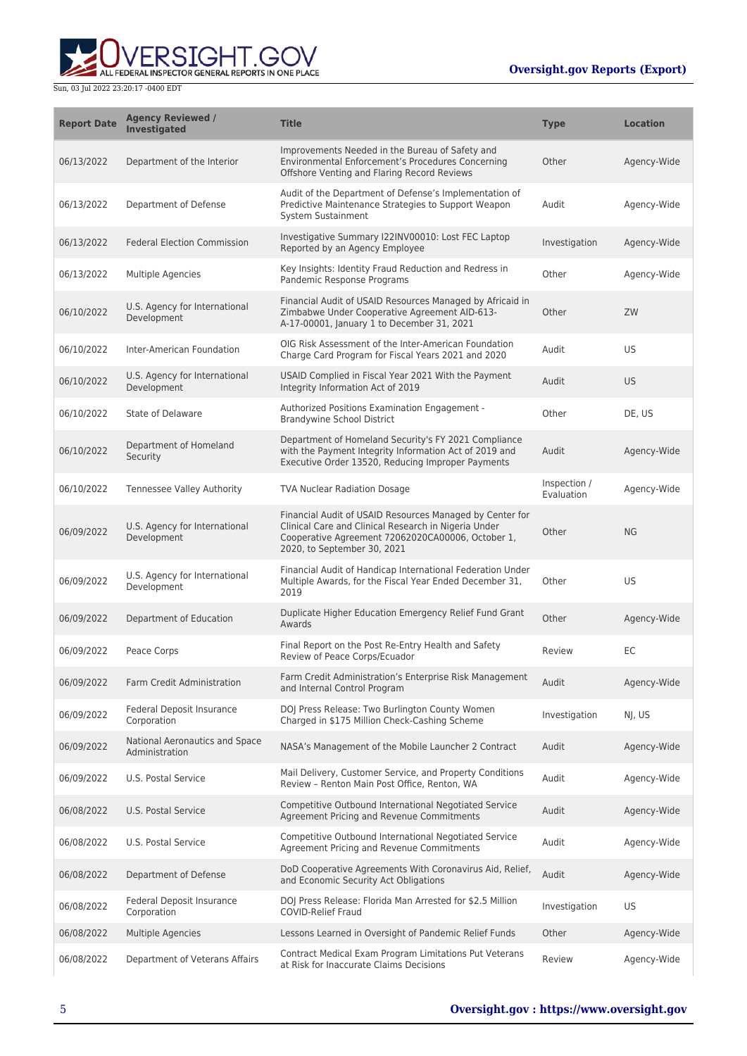| Report Date | Agency Reviewed / Investigated | Title | Type | Location |
| --- | --- | --- | --- | --- |
| 06/13/2022 | Department of the Interior | Improvements Needed in the Bureau of Safety and Environmental Enforcement's Procedures Concerning Offshore Venting and Flaring Record Reviews | Other | Agency-Wide |
| 06/13/2022 | Department of Defense | Audit of the Department of Defense's Implementation of Predictive Maintenance Strategies to Support Weapon System Sustainment | Audit | Agency-Wide |
| 06/13/2022 | Federal Election Commission | Investigative Summary I22INV00010: Lost FEC Laptop Reported by an Agency Employee | Investigation | Agency-Wide |
| 06/13/2022 | Multiple Agencies | Key Insights: Identity Fraud Reduction and Redress in Pandemic Response Programs | Other | Agency-Wide |
| 06/10/2022 | U.S. Agency for International Development | Financial Audit of USAID Resources Managed by Africaid in Zimbabwe Under Cooperative Agreement AID-613-A-17-00001, January 1 to December 31, 2021 | Other | ZW |
| 06/10/2022 | Inter-American Foundation | OIG Risk Assessment of the Inter-American Foundation Charge Card Program for Fiscal Years 2021 and 2020 | Audit | US |
| 06/10/2022 | U.S. Agency for International Development | USAID Complied in Fiscal Year 2021 With the Payment Integrity Information Act of 2019 | Audit | US |
| 06/10/2022 | State of Delaware | Authorized Positions Examination Engagement - Brandywine School District | Other | DE, US |
| 06/10/2022 | Department of Homeland Security | Department of Homeland Security's FY 2021 Compliance with the Payment Integrity Information Act of 2019 and Executive Order 13520, Reducing Improper Payments | Audit | Agency-Wide |
| 06/10/2022 | Tennessee Valley Authority | TVA Nuclear Radiation Dosage | Inspection / Evaluation | Agency-Wide |
| 06/09/2022 | U.S. Agency for International Development | Financial Audit of USAID Resources Managed by Center for Clinical Care and Clinical Research in Nigeria Under Cooperative Agreement 72062020CA00006, October 1, 2020, to September 30, 2021 | Other | NG |
| 06/09/2022 | U.S. Agency for International Development | Financial Audit of Handicap International Federation Under Multiple Awards, for the Fiscal Year Ended December 31, 2019 | Other | US |
| 06/09/2022 | Department of Education | Duplicate Higher Education Emergency Relief Fund Grant Awards | Other | Agency-Wide |
| 06/09/2022 | Peace Corps | Final Report on the Post Re-Entry Health and Safety Review of Peace Corps/Ecuador | Review | EC |
| 06/09/2022 | Farm Credit Administration | Farm Credit Administration's Enterprise Risk Management and Internal Control Program | Audit | Agency-Wide |
| 06/09/2022 | Federal Deposit Insurance Corporation | DOJ Press Release: Two Burlington County Women Charged in $175 Million Check-Cashing Scheme | Investigation | NJ, US |
| 06/09/2022 | National Aeronautics and Space Administration | NASA's Management of the Mobile Launcher 2 Contract | Audit | Agency-Wide |
| 06/09/2022 | U.S. Postal Service | Mail Delivery, Customer Service, and Property Conditions Review – Renton Main Post Office, Renton, WA | Audit | Agency-Wide |
| 06/08/2022 | U.S. Postal Service | Competitive Outbound International Negotiated Service Agreement Pricing and Revenue Commitments | Audit | Agency-Wide |
| 06/08/2022 | U.S. Postal Service | Competitive Outbound International Negotiated Service Agreement Pricing and Revenue Commitments | Audit | Agency-Wide |
| 06/08/2022 | Department of Defense | DoD Cooperative Agreements With Coronavirus Aid, Relief, and Economic Security Act Obligations | Audit | Agency-Wide |
| 06/08/2022 | Federal Deposit Insurance Corporation | DOJ Press Release: Florida Man Arrested for $2.5 Million COVID-Relief Fraud | Investigation | US |
| 06/08/2022 | Multiple Agencies | Lessons Learned in Oversight of Pandemic Relief Funds | Other | Agency-Wide |
| 06/08/2022 | Department of Veterans Affairs | Contract Medical Exam Program Limitations Put Veterans at Risk for Inaccurate Claims Decisions | Review | Agency-Wide |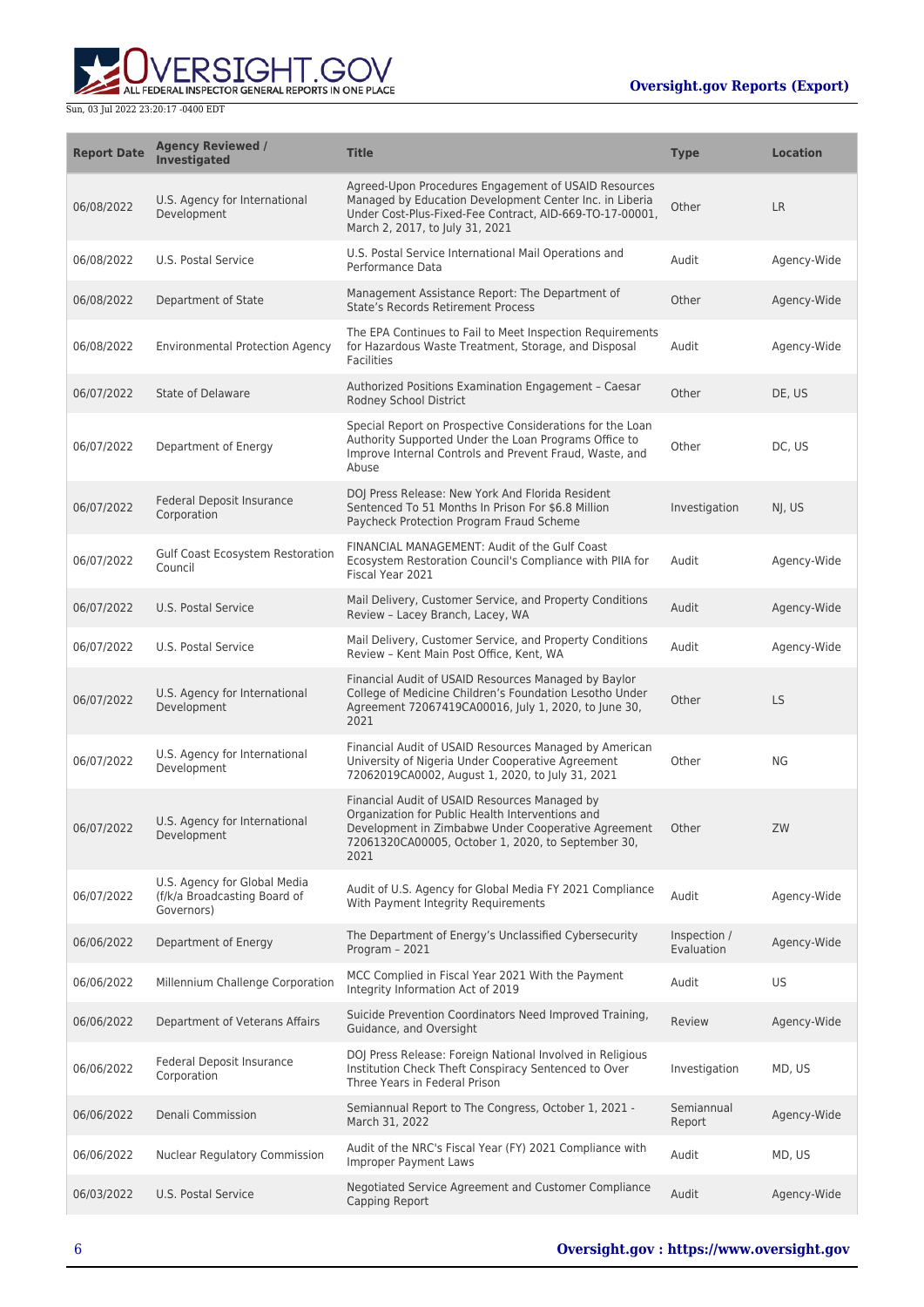| Report Date | Agency Reviewed / Investigated | Title | Type | Location |
| --- | --- | --- | --- | --- |
| 06/08/2022 | U.S. Agency for International Development | Agreed-Upon Procedures Engagement of USAID Resources Managed by Education Development Center Inc. in Liberia Under Cost-Plus-Fixed-Fee Contract, AID-669-TO-17-00001, March 2, 2017, to July 31, 2021 | Other | LR |
| 06/08/2022 | U.S. Postal Service | U.S. Postal Service International Mail Operations and Performance Data | Audit | Agency-Wide |
| 06/08/2022 | Department of State | Management Assistance Report: The Department of State's Records Retirement Process | Other | Agency-Wide |
| 06/08/2022 | Environmental Protection Agency | The EPA Continues to Fail to Meet Inspection Requirements for Hazardous Waste Treatment, Storage, and Disposal Facilities | Audit | Agency-Wide |
| 06/07/2022 | State of Delaware | Authorized Positions Examination Engagement – Caesar Rodney School District | Other | DE, US |
| 06/07/2022 | Department of Energy | Special Report on Prospective Considerations for the Loan Authority Supported Under the Loan Programs Office to Improve Internal Controls and Prevent Fraud, Waste, and Abuse | Other | DC, US |
| 06/07/2022 | Federal Deposit Insurance Corporation | DOJ Press Release: New York And Florida Resident Sentenced To 51 Months In Prison For $6.8 Million Paycheck Protection Program Fraud Scheme | Investigation | NJ, US |
| 06/07/2022 | Gulf Coast Ecosystem Restoration Council | FINANCIAL MANAGEMENT: Audit of the Gulf Coast Ecosystem Restoration Council's Compliance with PIIA for Fiscal Year 2021 | Audit | Agency-Wide |
| 06/07/2022 | U.S. Postal Service | Mail Delivery, Customer Service, and Property Conditions Review – Lacey Branch, Lacey, WA | Audit | Agency-Wide |
| 06/07/2022 | U.S. Postal Service | Mail Delivery, Customer Service, and Property Conditions Review – Kent Main Post Office, Kent, WA | Audit | Agency-Wide |
| 06/07/2022 | U.S. Agency for International Development | Financial Audit of USAID Resources Managed by Baylor College of Medicine Children's Foundation Lesotho Under Agreement 72067419CA00016, July 1, 2020, to June 30, 2021 | Other | LS |
| 06/07/2022 | U.S. Agency for International Development | Financial Audit of USAID Resources Managed by American University of Nigeria Under Cooperative Agreement 72062019CA0002, August 1, 2020, to July 31, 2021 | Other | NG |
| 06/07/2022 | U.S. Agency for International Development | Financial Audit of USAID Resources Managed by Organization for Public Health Interventions and Development in Zimbabwe Under Cooperative Agreement 72061320CA00005, October 1, 2020, to September 30, 2021 | Other | ZW |
| 06/07/2022 | U.S. Agency for Global Media (f/k/a Broadcasting Board of Governors) | Audit of U.S. Agency for Global Media FY 2021 Compliance With Payment Integrity Requirements | Audit | Agency-Wide |
| 06/06/2022 | Department of Energy | The Department of Energy's Unclassified Cybersecurity Program – 2021 | Inspection / Evaluation | Agency-Wide |
| 06/06/2022 | Millennium Challenge Corporation | MCC Complied in Fiscal Year 2021 With the Payment Integrity Information Act of 2019 | Audit | US |
| 06/06/2022 | Department of Veterans Affairs | Suicide Prevention Coordinators Need Improved Training, Guidance, and Oversight | Review | Agency-Wide |
| 06/06/2022 | Federal Deposit Insurance Corporation | DOJ Press Release: Foreign National Involved in Religious Institution Check Theft Conspiracy Sentenced to Over Three Years in Federal Prison | Investigation | MD, US |
| 06/06/2022 | Denali Commission | Semiannual Report to The Congress, October 1, 2021 - March 31, 2022 | Semiannual Report | Agency-Wide |
| 06/06/2022 | Nuclear Regulatory Commission | Audit of the NRC's Fiscal Year (FY) 2021 Compliance with Improper Payment Laws | Audit | MD, US |
| 06/03/2022 | U.S. Postal Service | Negotiated Service Agreement and Customer Compliance Capping Report | Audit | Agency-Wide |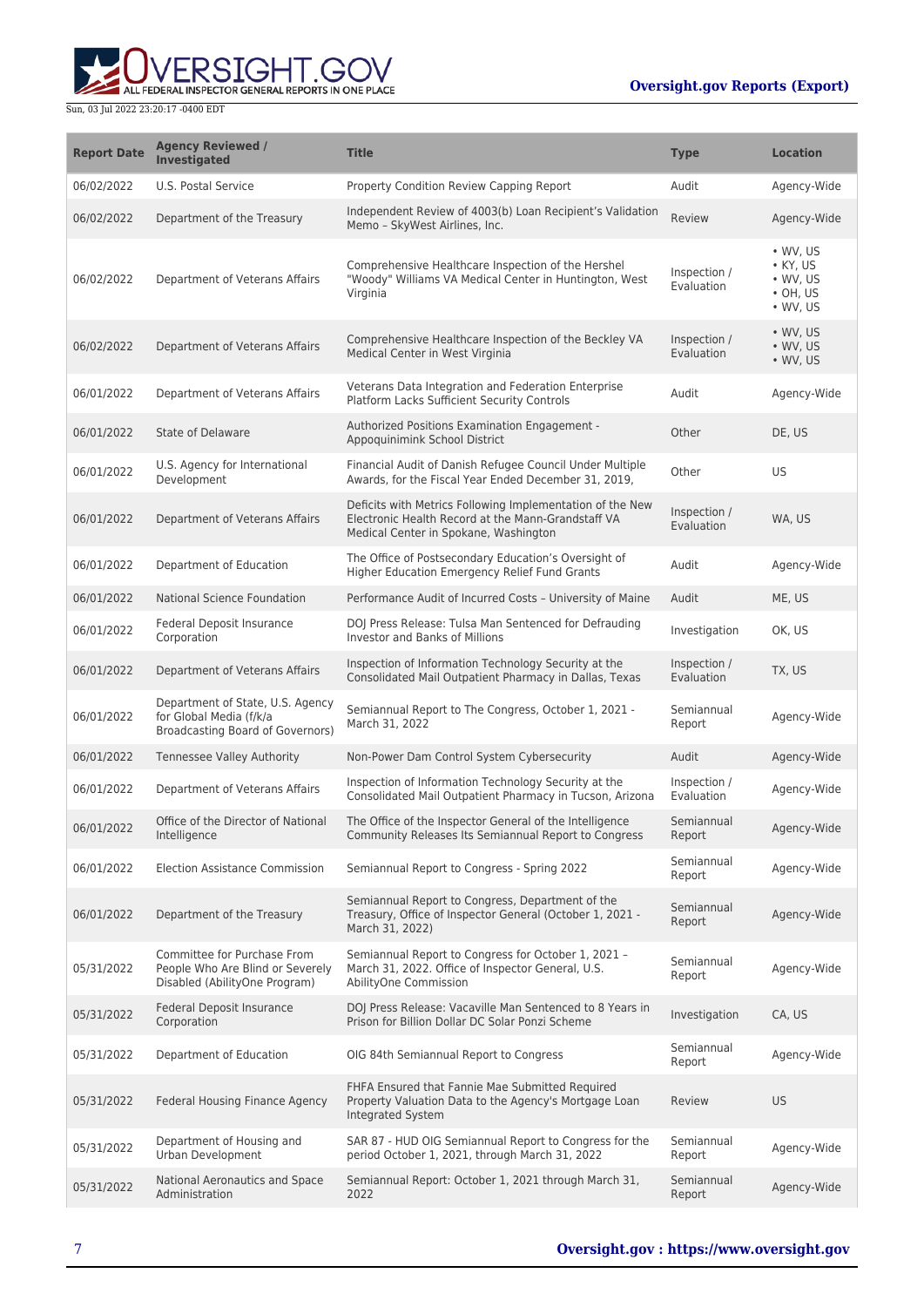| Report Date | Agency Reviewed / Investigated | Title | Type | Location |
| --- | --- | --- | --- | --- |
| 06/02/2022 | U.S. Postal Service | Property Condition Review Capping Report | Audit | Agency-Wide |
| 06/02/2022 | Department of the Treasury | Independent Review of 4003(b) Loan Recipient's Validation Memo – SkyWest Airlines, Inc. | Review | Agency-Wide |
| 06/02/2022 | Department of Veterans Affairs | Comprehensive Healthcare Inspection of the Hershel "Woody" Williams VA Medical Center in Huntington, West Virginia | Inspection / Evaluation | • WV, US<br>• KY, US<br>• WV, US<br>• OH, US<br>• WV, US |
| 06/02/2022 | Department of Veterans Affairs | Comprehensive Healthcare Inspection of the Beckley VA Medical Center in West Virginia | Inspection / Evaluation | • WV, US<br>• WV, US<br>• WV, US |
| 06/01/2022 | Department of Veterans Affairs | Veterans Data Integration and Federation Enterprise Platform Lacks Sufficient Security Controls | Audit | Agency-Wide |
| 06/01/2022 | State of Delaware | Authorized Positions Examination Engagement - Appoquinimink School District | Other | DE, US |
| 06/01/2022 | U.S. Agency for International Development | Financial Audit of Danish Refugee Council Under Multiple Awards, for the Fiscal Year Ended December 31, 2019, | Other | US |
| 06/01/2022 | Department of Veterans Affairs | Deficits with Metrics Following Implementation of the New Electronic Health Record at the Mann-Grandstaff VA Medical Center in Spokane, Washington | Inspection / Evaluation | WA, US |
| 06/01/2022 | Department of Education | The Office of Postsecondary Education's Oversight of Higher Education Emergency Relief Fund Grants | Audit | Agency-Wide |
| 06/01/2022 | National Science Foundation | Performance Audit of Incurred Costs – University of Maine | Audit | ME, US |
| 06/01/2022 | Federal Deposit Insurance Corporation | DOJ Press Release: Tulsa Man Sentenced for Defrauding Investor and Banks of Millions | Investigation | OK, US |
| 06/01/2022 | Department of Veterans Affairs | Inspection of Information Technology Security at the Consolidated Mail Outpatient Pharmacy in Dallas, Texas | Inspection / Evaluation | TX, US |
| 06/01/2022 | Department of State, U.S. Agency for Global Media (f/k/a Broadcasting Board of Governors) | Semiannual Report to The Congress, October 1, 2021 - March 31, 2022 | Semiannual Report | Agency-Wide |
| 06/01/2022 | Tennessee Valley Authority | Non-Power Dam Control System Cybersecurity | Audit | Agency-Wide |
| 06/01/2022 | Department of Veterans Affairs | Inspection of Information Technology Security at the Consolidated Mail Outpatient Pharmacy in Tucson, Arizona | Inspection / Evaluation | Agency-Wide |
| 06/01/2022 | Office of the Director of National Intelligence | The Office of the Inspector General of the Intelligence Community Releases Its Semiannual Report to Congress | Semiannual Report | Agency-Wide |
| 06/01/2022 | Election Assistance Commission | Semiannual Report to Congress - Spring 2022 | Semiannual Report | Agency-Wide |
| 06/01/2022 | Department of the Treasury | Semiannual Report to Congress, Department of the Treasury, Office of Inspector General (October 1, 2021 - March 31, 2022) | Semiannual Report | Agency-Wide |
| 05/31/2022 | Committee for Purchase From People Who Are Blind or Severely Disabled (AbilityOne Program) | Semiannual Report to Congress for October 1, 2021 – March 31, 2022. Office of Inspector General, U.S. AbilityOne Commission | Semiannual Report | Agency-Wide |
| 05/31/2022 | Federal Deposit Insurance Corporation | DOJ Press Release: Vacaville Man Sentenced to 8 Years in Prison for Billion Dollar DC Solar Ponzi Scheme | Investigation | CA, US |
| 05/31/2022 | Department of Education | OIG 84th Semiannual Report to Congress | Semiannual Report | Agency-Wide |
| 05/31/2022 | Federal Housing Finance Agency | FHFA Ensured that Fannie Mae Submitted Required Property Valuation Data to the Agency's Mortgage Loan Integrated System | Review | US |
| 05/31/2022 | Department of Housing and Urban Development | SAR 87 - HUD OIG Semiannual Report to Congress for the period October 1, 2021, through March 31, 2022 | Semiannual Report | Agency-Wide |
| 05/31/2022 | National Aeronautics and Space Administration | Semiannual Report: October 1, 2021 through March 31, 2022 | Semiannual Report | Agency-Wide |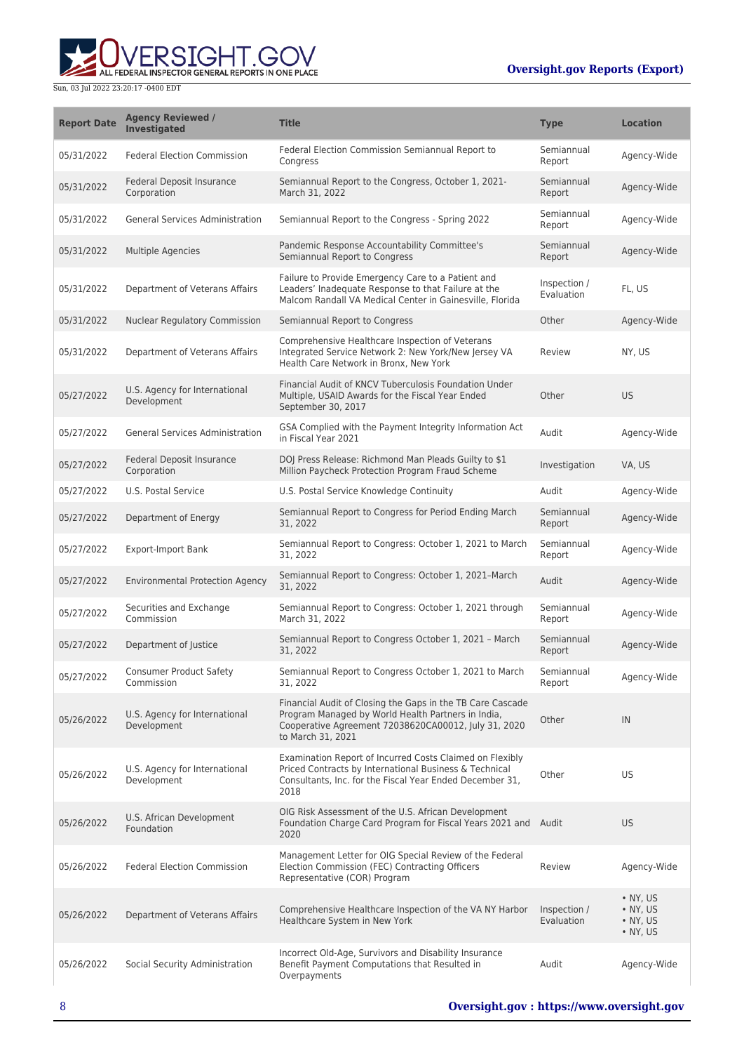| Report Date | Agency Reviewed / Investigated | Title | Type | Location |
| --- | --- | --- | --- | --- |
| 05/31/2022 | Federal Election Commission | Federal Election Commission Semiannual Report to Congress | Semiannual Report | Agency-Wide |
| 05/31/2022 | Federal Deposit Insurance Corporation | Semiannual Report to the Congress, October 1, 2021-March 31, 2022 | Semiannual Report | Agency-Wide |
| 05/31/2022 | General Services Administration | Semiannual Report to the Congress - Spring 2022 | Semiannual Report | Agency-Wide |
| 05/31/2022 | Multiple Agencies | Pandemic Response Accountability Committee's Semiannual Report to Congress | Semiannual Report | Agency-Wide |
| 05/31/2022 | Department of Veterans Affairs | Failure to Provide Emergency Care to a Patient and Leaders' Inadequate Response to that Failure at the Malcom Randall VA Medical Center in Gainesville, Florida | Inspection / Evaluation | FL, US |
| 05/31/2022 | Nuclear Regulatory Commission | Semiannual Report to Congress | Other | Agency-Wide |
| 05/31/2022 | Department of Veterans Affairs | Comprehensive Healthcare Inspection of Veterans Integrated Service Network 2: New York/New Jersey VA Health Care Network in Bronx, New York | Review | NY, US |
| 05/27/2022 | U.S. Agency for International Development | Financial Audit of KNCV Tuberculosis Foundation Under Multiple, USAID Awards for the Fiscal Year Ended September 30, 2017 | Other | US |
| 05/27/2022 | General Services Administration | GSA Complied with the Payment Integrity Information Act in Fiscal Year 2021 | Audit | Agency-Wide |
| 05/27/2022 | Federal Deposit Insurance Corporation | DOJ Press Release: Richmond Man Pleads Guilty to $1 Million Paycheck Protection Program Fraud Scheme | Investigation | VA, US |
| 05/27/2022 | U.S. Postal Service | U.S. Postal Service Knowledge Continuity | Audit | Agency-Wide |
| 05/27/2022 | Department of Energy | Semiannual Report to Congress for Period Ending March 31, 2022 | Semiannual Report | Agency-Wide |
| 05/27/2022 | Export-Import Bank | Semiannual Report to Congress: October 1, 2021 to March 31, 2022 | Semiannual Report | Agency-Wide |
| 05/27/2022 | Environmental Protection Agency | Semiannual Report to Congress: October 1, 2021–March 31, 2022 | Audit | Agency-Wide |
| 05/27/2022 | Securities and Exchange Commission | Semiannual Report to Congress: October 1, 2021 through March 31, 2022 | Semiannual Report | Agency-Wide |
| 05/27/2022 | Department of Justice | Semiannual Report to Congress October 1, 2021 – March 31, 2022 | Semiannual Report | Agency-Wide |
| 05/27/2022 | Consumer Product Safety Commission | Semiannual Report to Congress October 1, 2021 to March 31, 2022 | Semiannual Report | Agency-Wide |
| 05/26/2022 | U.S. Agency for International Development | Financial Audit of Closing the Gaps in the TB Care Cascade Program Managed by World Health Partners in India, Cooperative Agreement 72038620CA00012, July 31, 2020 to March 31, 2021 | Other | IN |
| 05/26/2022 | U.S. Agency for International Development | Examination Report of Incurred Costs Claimed on Flexibly Priced Contracts by International Business & Technical Consultants, Inc. for the Fiscal Year Ended December 31, 2018 | Other | US |
| 05/26/2022 | U.S. African Development Foundation | OIG Risk Assessment of the U.S. African Development Foundation Charge Card Program for Fiscal Years 2021 and 2020 | Audit | US |
| 05/26/2022 | Federal Election Commission | Management Letter for OIG Special Review of the Federal Election Commission (FEC) Contracting Officers Representative (COR) Program | Review | Agency-Wide |
| 05/26/2022 | Department of Veterans Affairs | Comprehensive Healthcare Inspection of the VA NY Harbor Healthcare System in New York | Inspection / Evaluation | • NY, US<br>• NY, US<br>• NY, US<br>• NY, US |
| 05/26/2022 | Social Security Administration | Incorrect Old-Age, Survivors and Disability Insurance Benefit Payment Computations that Resulted in Overpayments | Audit | Agency-Wide |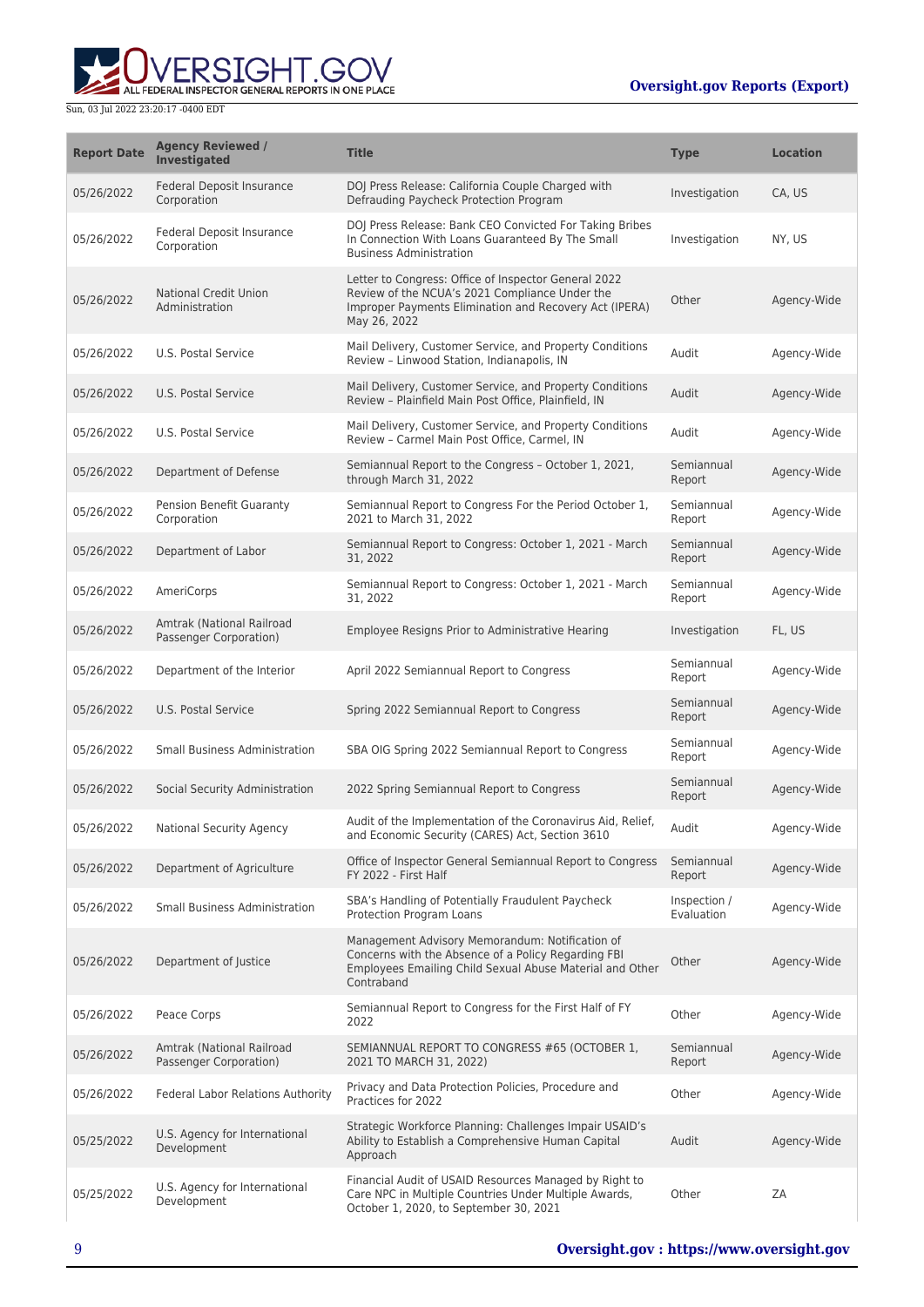| Report Date | Agency Reviewed / Investigated | Title | Type | Location |
| --- | --- | --- | --- | --- |
| 05/26/2022 | Federal Deposit Insurance Corporation | DOJ Press Release: California Couple Charged with Defrauding Paycheck Protection Program | Investigation | CA, US |
| 05/26/2022 | Federal Deposit Insurance Corporation | DOJ Press Release: Bank CEO Convicted For Taking Bribes In Connection With Loans Guaranteed By The Small Business Administration | Investigation | NY, US |
| 05/26/2022 | National Credit Union Administration | Letter to Congress: Office of Inspector General 2022 Review of the NCUA's 2021 Compliance Under the Improper Payments Elimination and Recovery Act (IPERA) May 26, 2022 | Other | Agency-Wide |
| 05/26/2022 | U.S. Postal Service | Mail Delivery, Customer Service, and Property Conditions Review – Linwood Station, Indianapolis, IN | Audit | Agency-Wide |
| 05/26/2022 | U.S. Postal Service | Mail Delivery, Customer Service, and Property Conditions Review – Plainfield Main Post Office, Plainfield, IN | Audit | Agency-Wide |
| 05/26/2022 | U.S. Postal Service | Mail Delivery, Customer Service, and Property Conditions Review – Carmel Main Post Office, Carmel, IN | Audit | Agency-Wide |
| 05/26/2022 | Department of Defense | Semiannual Report to the Congress – October 1, 2021, through March 31, 2022 | Semiannual Report | Agency-Wide |
| 05/26/2022 | Pension Benefit Guaranty Corporation | Semiannual Report to Congress For the Period October 1, 2021 to March 31, 2022 | Semiannual Report | Agency-Wide |
| 05/26/2022 | Department of Labor | Semiannual Report to Congress: October 1, 2021 - March 31, 2022 | Semiannual Report | Agency-Wide |
| 05/26/2022 | AmeriCorps | Semiannual Report to Congress: October 1, 2021 - March 31, 2022 | Semiannual Report | Agency-Wide |
| 05/26/2022 | Amtrak (National Railroad Passenger Corporation) | Employee Resigns Prior to Administrative Hearing | Investigation | FL, US |
| 05/26/2022 | Department of the Interior | April 2022 Semiannual Report to Congress | Semiannual Report | Agency-Wide |
| 05/26/2022 | U.S. Postal Service | Spring 2022 Semiannual Report to Congress | Semiannual Report | Agency-Wide |
| 05/26/2022 | Small Business Administration | SBA OIG Spring 2022 Semiannual Report to Congress | Semiannual Report | Agency-Wide |
| 05/26/2022 | Social Security Administration | 2022 Spring Semiannual Report to Congress | Semiannual Report | Agency-Wide |
| 05/26/2022 | National Security Agency | Audit of the Implementation of the Coronavirus Aid, Relief, and Economic Security (CARES) Act, Section 3610 | Audit | Agency-Wide |
| 05/26/2022 | Department of Agriculture | Office of Inspector General Semiannual Report to Congress FY 2022 - First Half | Semiannual Report | Agency-Wide |
| 05/26/2022 | Small Business Administration | SBA's Handling of Potentially Fraudulent Paycheck Protection Program Loans | Inspection / Evaluation | Agency-Wide |
| 05/26/2022 | Department of Justice | Management Advisory Memorandum: Notification of Concerns with the Absence of a Policy Regarding FBI Employees Emailing Child Sexual Abuse Material and Other Contraband | Other | Agency-Wide |
| 05/26/2022 | Peace Corps | Semiannual Report to Congress for the First Half of FY 2022 | Other | Agency-Wide |
| 05/26/2022 | Amtrak (National Railroad Passenger Corporation) | SEMIANNUAL REPORT TO CONGRESS #65 (OCTOBER 1, 2021 TO MARCH 31, 2022) | Semiannual Report | Agency-Wide |
| 05/26/2022 | Federal Labor Relations Authority | Privacy and Data Protection Policies, Procedure and Practices for 2022 | Other | Agency-Wide |
| 05/25/2022 | U.S. Agency for International Development | Strategic Workforce Planning: Challenges Impair USAID's Ability to Establish a Comprehensive Human Capital Approach | Audit | Agency-Wide |
| 05/25/2022 | U.S. Agency for International Development | Financial Audit of USAID Resources Managed by Right to Care NPC in Multiple Countries Under Multiple Awards, October 1, 2020, to September 30, 2021 | Other | ZA |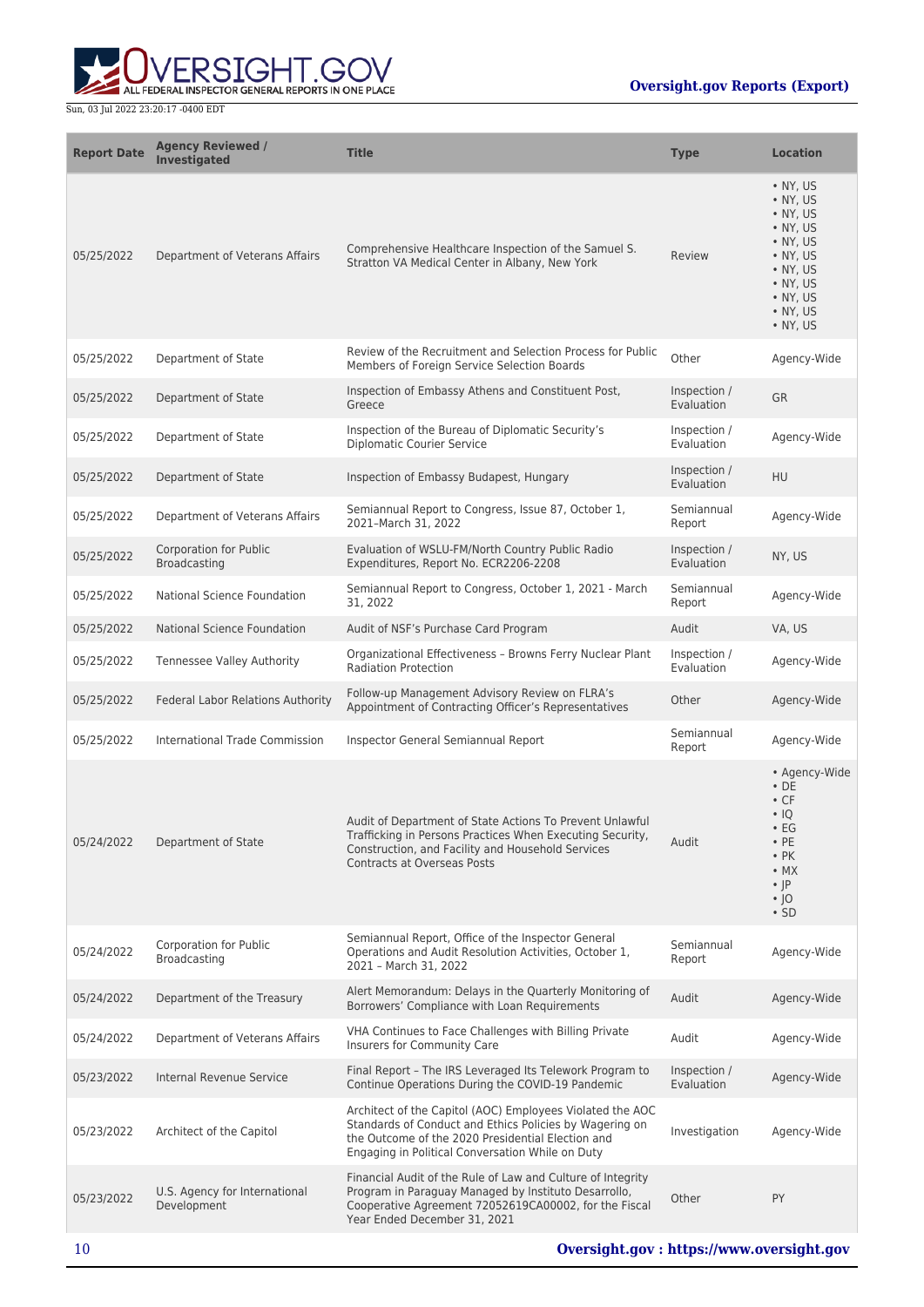| Report Date | Agency Reviewed / Investigated | Title | Type | Location |
|---|---|---|---|---|
| 05/25/2022 | Department of Veterans Affairs | Comprehensive Healthcare Inspection of the Samuel S. Stratton VA Medical Center in Albany, New York | Review | • NY, US<br>• NY, US<br>• NY, US<br>• NY, US<br>• NY, US<br>• NY, US<br>• NY, US<br>• NY, US<br>• NY, US<br>• NY, US<br>• NY, US |
| 05/25/2022 | Department of State | Review of the Recruitment and Selection Process for Public Members of Foreign Service Selection Boards | Other | Agency-Wide |
| 05/25/2022 | Department of State | Inspection of Embassy Athens and Constituent Post, Greece | Inspection / Evaluation | GR |
| 05/25/2022 | Department of State | Inspection of the Bureau of Diplomatic Security's Diplomatic Courier Service | Inspection / Evaluation | Agency-Wide |
| 05/25/2022 | Department of State | Inspection of Embassy Budapest, Hungary | Inspection / Evaluation | HU |
| 05/25/2022 | Department of Veterans Affairs | Semiannual Report to Congress, Issue 87, October 1, 2021–March 31, 2022 | Semiannual Report | Agency-Wide |
| 05/25/2022 | Corporation for Public Broadcasting | Evaluation of WSLU-FM/North Country Public Radio Expenditures, Report No. ECR2206-2208 | Inspection / Evaluation | NY, US |
| 05/25/2022 | National Science Foundation | Semiannual Report to Congress, October 1, 2021 - March 31, 2022 | Semiannual Report | Agency-Wide |
| 05/25/2022 | National Science Foundation | Audit of NSF's Purchase Card Program | Audit | VA, US |
| 05/25/2022 | Tennessee Valley Authority | Organizational Effectiveness – Browns Ferry Nuclear Plant Radiation Protection | Inspection / Evaluation | Agency-Wide |
| 05/25/2022 | Federal Labor Relations Authority | Follow-up Management Advisory Review on FLRA's Appointment of Contracting Officer's Representatives | Other | Agency-Wide |
| 05/25/2022 | International Trade Commission | Inspector General Semiannual Report | Semiannual Report | Agency-Wide |
| 05/24/2022 | Department of State | Audit of Department of State Actions To Prevent Unlawful Trafficking in Persons Practices When Executing Security, Construction, and Facility and Household Services Contracts at Overseas Posts | Audit | • Agency-Wide<br>• DE<br>• CF<br>• IQ<br>• EG<br>• PE<br>• PK<br>• MX<br>• JP<br>• JO<br>• SD |
| 05/24/2022 | Corporation for Public Broadcasting | Semiannual Report, Office of the Inspector General Operations and Audit Resolution Activities, October 1, 2021 – March 31, 2022 | Semiannual Report | Agency-Wide |
| 05/24/2022 | Department of the Treasury | Alert Memorandum: Delays in the Quarterly Monitoring of Borrowers' Compliance with Loan Requirements | Audit | Agency-Wide |
| 05/24/2022 | Department of Veterans Affairs | VHA Continues to Face Challenges with Billing Private Insurers for Community Care | Audit | Agency-Wide |
| 05/23/2022 | Internal Revenue Service | Final Report – The IRS Leveraged Its Telework Program to Continue Operations During the COVID-19 Pandemic | Inspection / Evaluation | Agency-Wide |
| 05/23/2022 | Architect of the Capitol | Architect of the Capitol (AOC) Employees Violated the AOC Standards of Conduct and Ethics Policies by Wagering on the Outcome of the 2020 Presidential Election and Engaging in Political Conversation While on Duty | Investigation | Agency-Wide |
| 05/23/2022 | U.S. Agency for International Development | Financial Audit of the Rule of Law and Culture of Integrity Program in Paraguay Managed by Instituto Desarrollo, Cooperative Agreement 72052619CA00002, for the Fiscal Year Ended December 31, 2021 | Other | PY |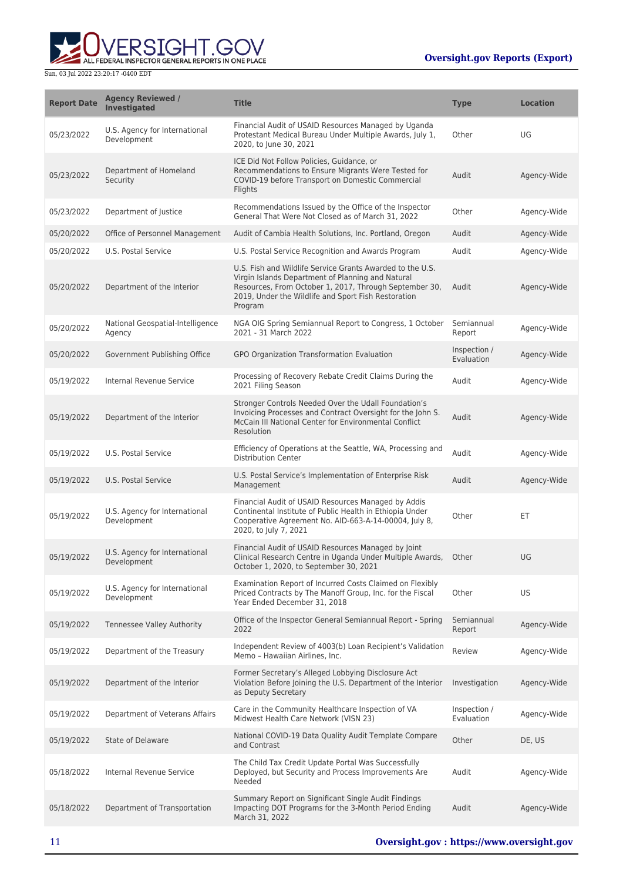| Report Date | Agency Reviewed / Investigated | Title | Type | Location |
|---|---|---|---|---|
| 05/23/2022 | U.S. Agency for International Development | Financial Audit of USAID Resources Managed by Uganda Protestant Medical Bureau Under Multiple Awards, July 1, 2020, to June 30, 2021 | Other | UG |
| 05/23/2022 | Department of Homeland Security | ICE Did Not Follow Policies, Guidance, or Recommendations to Ensure Migrants Were Tested for COVID-19 before Transport on Domestic Commercial Flights | Audit | Agency-Wide |
| 05/23/2022 | Department of Justice | Recommendations Issued by the Office of the Inspector General That Were Not Closed as of March 31, 2022 | Other | Agency-Wide |
| 05/20/2022 | Office of Personnel Management | Audit of Cambia Health Solutions, Inc. Portland, Oregon | Audit | Agency-Wide |
| 05/20/2022 | U.S. Postal Service | U.S. Postal Service Recognition and Awards Program | Audit | Agency-Wide |
| 05/20/2022 | Department of the Interior | U.S. Fish and Wildlife Service Grants Awarded to the U.S. Virgin Islands Department of Planning and Natural Resources, From October 1, 2017, Through September 30, 2019, Under the Wildlife and Sport Fish Restoration Program | Audit | Agency-Wide |
| 05/20/2022 | National Geospatial-Intelligence Agency | NGA OIG Spring Semiannual Report to Congress, 1 October 2021 - 31 March 2022 | Semiannual Report | Agency-Wide |
| 05/20/2022 | Government Publishing Office | GPO Organization Transformation Evaluation | Inspection / Evaluation | Agency-Wide |
| 05/19/2022 | Internal Revenue Service | Processing of Recovery Rebate Credit Claims During the 2021 Filing Season | Audit | Agency-Wide |
| 05/19/2022 | Department of the Interior | Stronger Controls Needed Over the Udall Foundation's Invoicing Processes and Contract Oversight for the John S. McCain III National Center for Environmental Conflict Resolution | Audit | Agency-Wide |
| 05/19/2022 | U.S. Postal Service | Efficiency of Operations at the Seattle, WA, Processing and Distribution Center | Audit | Agency-Wide |
| 05/19/2022 | U.S. Postal Service | U.S. Postal Service's Implementation of Enterprise Risk Management | Audit | Agency-Wide |
| 05/19/2022 | U.S. Agency for International Development | Financial Audit of USAID Resources Managed by Addis Continental Institute of Public Health in Ethiopia Under Cooperative Agreement No. AID-663-A-14-00004, July 8, 2020, to July 7, 2021 | Other | ET |
| 05/19/2022 | U.S. Agency for International Development | Financial Audit of USAID Resources Managed by Joint Clinical Research Centre in Uganda Under Multiple Awards, October 1, 2020, to September 30, 2021 | Other | UG |
| 05/19/2022 | U.S. Agency for International Development | Examination Report of Incurred Costs Claimed on Flexibly Priced Contracts by The Manoff Group, Inc. for the Fiscal Year Ended December 31, 2018 | Other | US |
| 05/19/2022 | Tennessee Valley Authority | Office of the Inspector General Semiannual Report - Spring 2022 | Semiannual Report | Agency-Wide |
| 05/19/2022 | Department of the Treasury | Independent Review of 4003(b) Loan Recipient's Validation Memo – Hawaiian Airlines, Inc. | Review | Agency-Wide |
| 05/19/2022 | Department of the Interior | Former Secretary's Alleged Lobbying Disclosure Act Violation Before Joining the U.S. Department of the Interior as Deputy Secretary | Investigation | Agency-Wide |
| 05/19/2022 | Department of Veterans Affairs | Care in the Community Healthcare Inspection of VA Midwest Health Care Network (VISN 23) | Inspection / Evaluation | Agency-Wide |
| 05/19/2022 | State of Delaware | National COVID-19 Data Quality Audit Template Compare and Contrast | Other | DE, US |
| 05/18/2022 | Internal Revenue Service | The Child Tax Credit Update Portal Was Successfully Deployed, but Security and Process Improvements Are Needed | Audit | Agency-Wide |
| 05/18/2022 | Department of Transportation | Summary Report on Significant Single Audit Findings Impacting DOT Programs for the 3-Month Period Ending March 31, 2022 | Audit | Agency-Wide |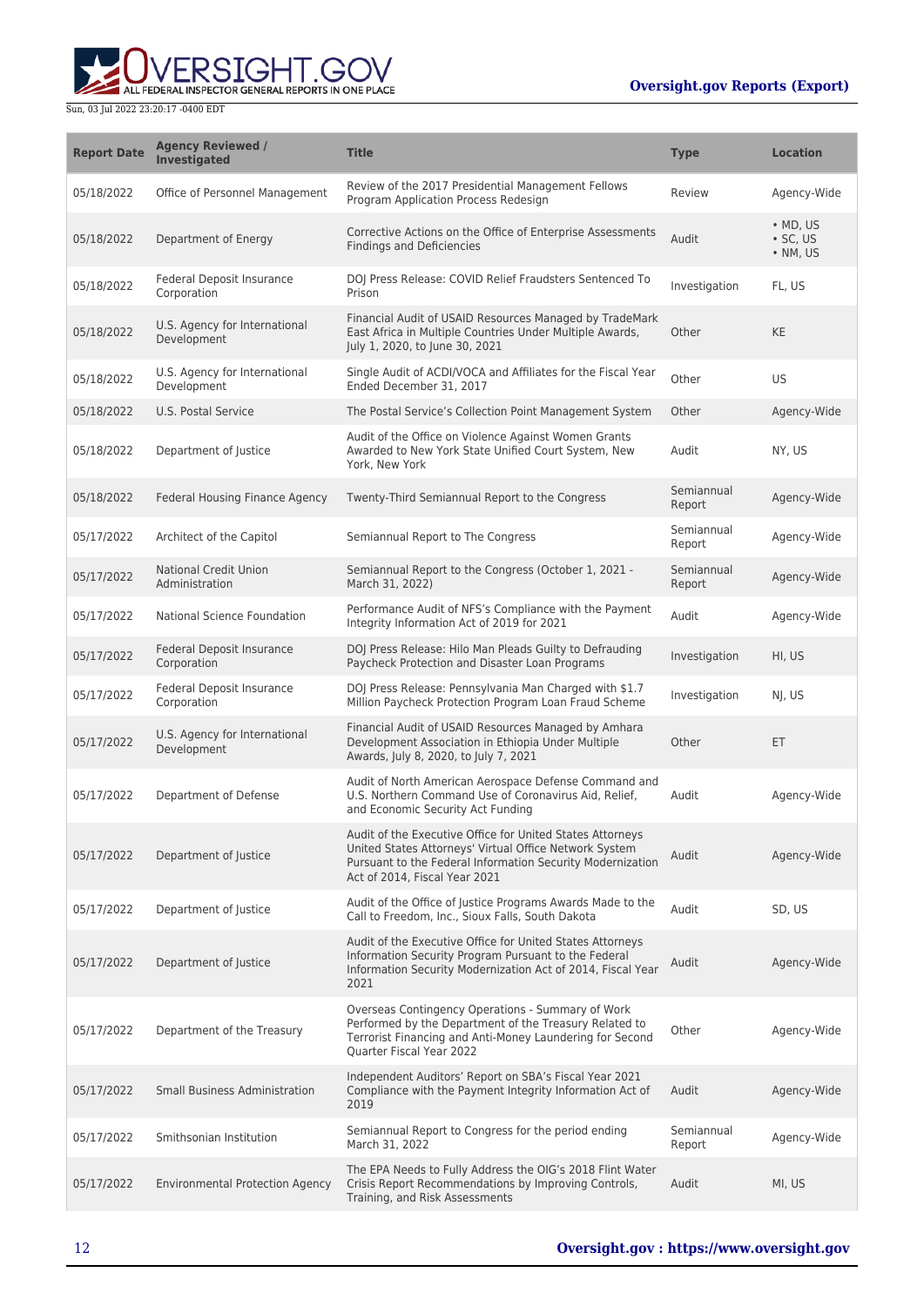| Report Date | Agency Reviewed / Investigated | Title | Type | Location |
|---|---|---|---|---|
| 05/18/2022 | Office of Personnel Management | Review of the 2017 Presidential Management Fellows Program Application Process Redesign | Review | Agency-Wide |
| 05/18/2022 | Department of Energy | Corrective Actions on the Office of Enterprise Assessments Findings and Deficiencies | Audit | • MD, US • SC, US • NM, US |
| 05/18/2022 | Federal Deposit Insurance Corporation | DOJ Press Release: COVID Relief Fraudsters Sentenced To Prison | Investigation | FL, US |
| 05/18/2022 | U.S. Agency for International Development | Financial Audit of USAID Resources Managed by TradeMark East Africa in Multiple Countries Under Multiple Awards, July 1, 2020, to June 30, 2021 | Other | KE |
| 05/18/2022 | U.S. Agency for International Development | Single Audit of ACDI/VOCA and Affiliates for the Fiscal Year Ended December 31, 2017 | Other | US |
| 05/18/2022 | U.S. Postal Service | The Postal Service's Collection Point Management System | Other | Agency-Wide |
| 05/18/2022 | Department of Justice | Audit of the Office on Violence Against Women Grants Awarded to New York State Unified Court System, New York, New York | Audit | NY, US |
| 05/18/2022 | Federal Housing Finance Agency | Twenty-Third Semiannual Report to the Congress | Semiannual Report | Agency-Wide |
| 05/17/2022 | Architect of the Capitol | Semiannual Report to The Congress | Semiannual Report | Agency-Wide |
| 05/17/2022 | National Credit Union Administration | Semiannual Report to the Congress (October 1, 2021 - March 31, 2022) | Semiannual Report | Agency-Wide |
| 05/17/2022 | National Science Foundation | Performance Audit of NFS's Compliance with the Payment Integrity Information Act of 2019 for 2021 | Audit | Agency-Wide |
| 05/17/2022 | Federal Deposit Insurance Corporation | DOJ Press Release: Hilo Man Pleads Guilty to Defrauding Paycheck Protection and Disaster Loan Programs | Investigation | HI, US |
| 05/17/2022 | Federal Deposit Insurance Corporation | DOJ Press Release: Pennsylvania Man Charged with $1.7 Million Paycheck Protection Program Loan Fraud Scheme | Investigation | NJ, US |
| 05/17/2022 | U.S. Agency for International Development | Financial Audit of USAID Resources Managed by Amhara Development Association in Ethiopia Under Multiple Awards, July 8, 2020, to July 7, 2021 | Other | ET |
| 05/17/2022 | Department of Defense | Audit of North American Aerospace Defense Command and U.S. Northern Command Use of Coronavirus Aid, Relief, and Economic Security Act Funding | Audit | Agency-Wide |
| 05/17/2022 | Department of Justice | Audit of the Executive Office for United States Attorneys United States Attorneys' Virtual Office Network System Pursuant to the Federal Information Security Modernization Act of 2014, Fiscal Year 2021 | Audit | Agency-Wide |
| 05/17/2022 | Department of Justice | Audit of the Office of Justice Programs Awards Made to the Call to Freedom, Inc., Sioux Falls, South Dakota | Audit | SD, US |
| 05/17/2022 | Department of Justice | Audit of the Executive Office for United States Attorneys Information Security Program Pursuant to the Federal Information Security Modernization Act of 2014, Fiscal Year 2021 | Audit | Agency-Wide |
| 05/17/2022 | Department of the Treasury | Overseas Contingency Operations - Summary of Work Performed by the Department of the Treasury Related to Terrorist Financing and Anti-Money Laundering for Second Quarter Fiscal Year 2022 | Other | Agency-Wide |
| 05/17/2022 | Small Business Administration | Independent Auditors' Report on SBA's Fiscal Year 2021 Compliance with the Payment Integrity Information Act of 2019 | Audit | Agency-Wide |
| 05/17/2022 | Smithsonian Institution | Semiannual Report to Congress for the period ending March 31, 2022 | Semiannual Report | Agency-Wide |
| 05/17/2022 | Environmental Protection Agency | The EPA Needs to Fully Address the OIG's 2018 Flint Water Crisis Report Recommendations by Improving Controls, Training, and Risk Assessments | Audit | MI, US |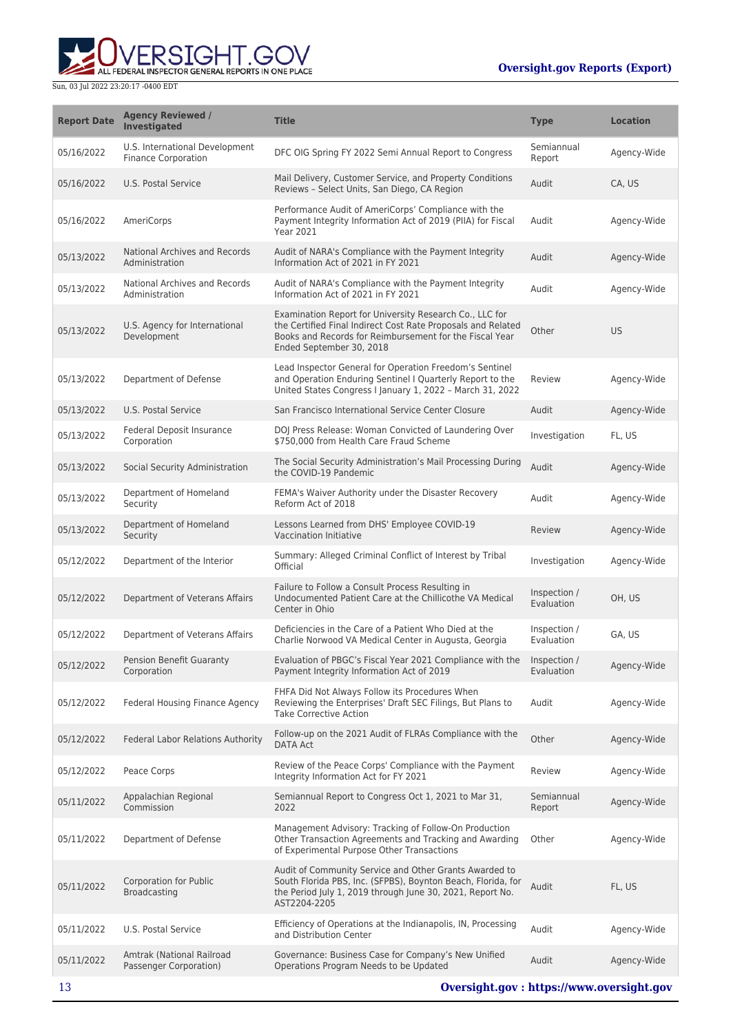| Report Date | Agency Reviewed / Investigated | Title | Type | Location |
| --- | --- | --- | --- | --- |
| 05/16/2022 | U.S. International Development Finance Corporation | DFC OIG Spring FY 2022 Semi Annual Report to Congress | Semiannual Report | Agency-Wide |
| 05/16/2022 | U.S. Postal Service | Mail Delivery, Customer Service, and Property Conditions Reviews – Select Units, San Diego, CA Region | Audit | CA, US |
| 05/16/2022 | AmeriCorps | Performance Audit of AmeriCorps' Compliance with the Payment Integrity Information Act of 2019 (PIIA) for Fiscal Year 2021 | Audit | Agency-Wide |
| 05/13/2022 | National Archives and Records Administration | Audit of NARA's Compliance with the Payment Integrity Information Act of 2021 in FY 2021 | Audit | Agency-Wide |
| 05/13/2022 | National Archives and Records Administration | Audit of NARA's Compliance with the Payment Integrity Information Act of 2021 in FY 2021 | Audit | Agency-Wide |
| 05/13/2022 | U.S. Agency for International Development | Examination Report for University Research Co., LLC for the Certified Final Indirect Cost Rate Proposals and Related Books and Records for Reimbursement for the Fiscal Year Ended September 30, 2018 | Other | US |
| 05/13/2022 | Department of Defense | Lead Inspector General for Operation Freedom's Sentinel and Operation Enduring Sentinel I Quarterly Report to the United States Congress I January 1, 2022 – March 31, 2022 | Review | Agency-Wide |
| 05/13/2022 | U.S. Postal Service | San Francisco International Service Center Closure | Audit | Agency-Wide |
| 05/13/2022 | Federal Deposit Insurance Corporation | DOJ Press Release: Woman Convicted of Laundering Over $750,000 from Health Care Fraud Scheme | Investigation | FL, US |
| 05/13/2022 | Social Security Administration | The Social Security Administration's Mail Processing During the COVID-19 Pandemic | Audit | Agency-Wide |
| 05/13/2022 | Department of Homeland Security | FEMA's Waiver Authority under the Disaster Recovery Reform Act of 2018 | Audit | Agency-Wide |
| 05/13/2022 | Department of Homeland Security | Lessons Learned from DHS' Employee COVID-19 Vaccination Initiative | Review | Agency-Wide |
| 05/12/2022 | Department of the Interior | Summary: Alleged Criminal Conflict of Interest by Tribal Official | Investigation | Agency-Wide |
| 05/12/2022 | Department of Veterans Affairs | Failure to Follow a Consult Process Resulting in Undocumented Patient Care at the Chillicothe VA Medical Center in Ohio | Inspection / Evaluation | OH, US |
| 05/12/2022 | Department of Veterans Affairs | Deficiencies in the Care of a Patient Who Died at the Charlie Norwood VA Medical Center in Augusta, Georgia | Inspection / Evaluation | GA, US |
| 05/12/2022 | Pension Benefit Guaranty Corporation | Evaluation of PBGC's Fiscal Year 2021 Compliance with the Payment Integrity Information Act of 2019 | Inspection / Evaluation | Agency-Wide |
| 05/12/2022 | Federal Housing Finance Agency | FHFA Did Not Always Follow its Procedures When Reviewing the Enterprises' Draft SEC Filings, But Plans to Take Corrective Action | Audit | Agency-Wide |
| 05/12/2022 | Federal Labor Relations Authority | Follow-up on the 2021 Audit of FLRAs Compliance with the DATA Act | Other | Agency-Wide |
| 05/12/2022 | Peace Corps | Review of the Peace Corps' Compliance with the Payment Integrity Information Act for FY 2021 | Review | Agency-Wide |
| 05/11/2022 | Appalachian Regional Commission | Semiannual Report to Congress Oct 1, 2021 to Mar 31, 2022 | Semiannual Report | Agency-Wide |
| 05/11/2022 | Department of Defense | Management Advisory: Tracking of Follow-On Production Other Transaction Agreements and Tracking and Awarding of Experimental Purpose Other Transactions | Other | Agency-Wide |
| 05/11/2022 | Corporation for Public Broadcasting | Audit of Community Service and Other Grants Awarded to South Florida PBS, Inc. (SFPBS), Boynton Beach, Florida, for the Period July 1, 2019 through June 30, 2021, Report No. AST2204-2205 | Audit | FL, US |
| 05/11/2022 | U.S. Postal Service | Efficiency of Operations at the Indianapolis, IN, Processing and Distribution Center | Audit | Agency-Wide |
| 05/11/2022 | Amtrak (National Railroad Passenger Corporation) | Governance: Business Case for Company's New Unified Operations Program Needs to be Updated | Audit | Agency-Wide |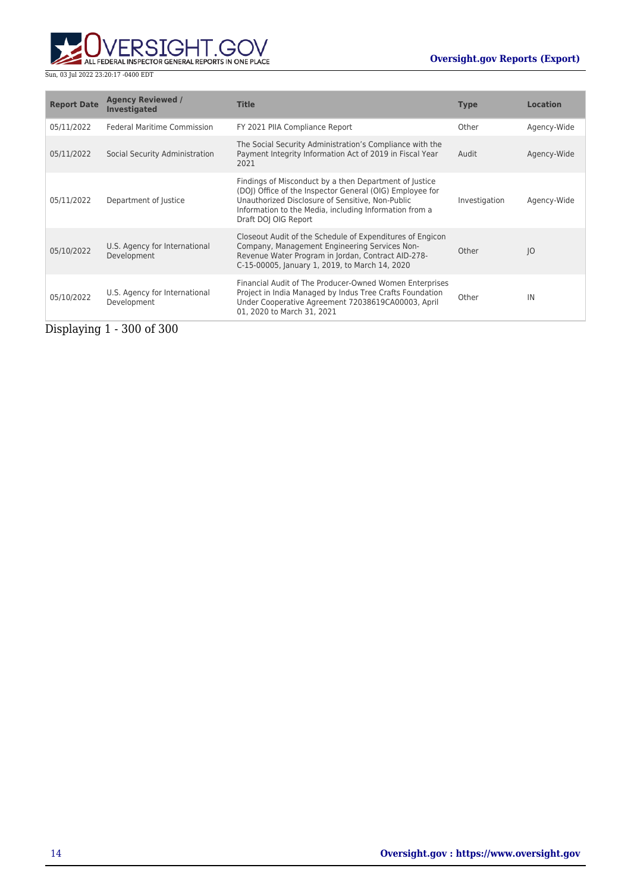| Report Date | Agency Reviewed / Investigated | Title | Type | Location |
| --- | --- | --- | --- | --- |
| 05/11/2022 | Federal Maritime Commission | FY 2021 PIIA Compliance Report | Other | Agency-Wide |
| 05/11/2022 | Social Security Administration | The Social Security Administration's Compliance with the Payment Integrity Information Act of 2019 in Fiscal Year 2021 | Audit | Agency-Wide |
| 05/11/2022 | Department of Justice | Findings of Misconduct by a then Department of Justice (DOJ) Office of the Inspector General (OIG) Employee for Unauthorized Disclosure of Sensitive, Non-Public Information to the Media, including Information from a Draft DOJ OIG Report | Investigation | Agency-Wide |
| 05/10/2022 | U.S. Agency for International Development | Closeout Audit of the Schedule of Expenditures of Engicon Company, Management Engineering Services Non-Revenue Water Program in Jordan, Contract AID-278-C-15-00005, January 1, 2019, to March 14, 2020 | Other | JO |
| 05/10/2022 | U.S. Agency for International Development | Financial Audit of The Producer-Owned Women Enterprises Project in India Managed by Indus Tree Crafts Foundation Under Cooperative Agreement 72038619CA00003, April 01, 2020 to March 31, 2021 | Other | IN |

Displaying 1 - 300 of 300